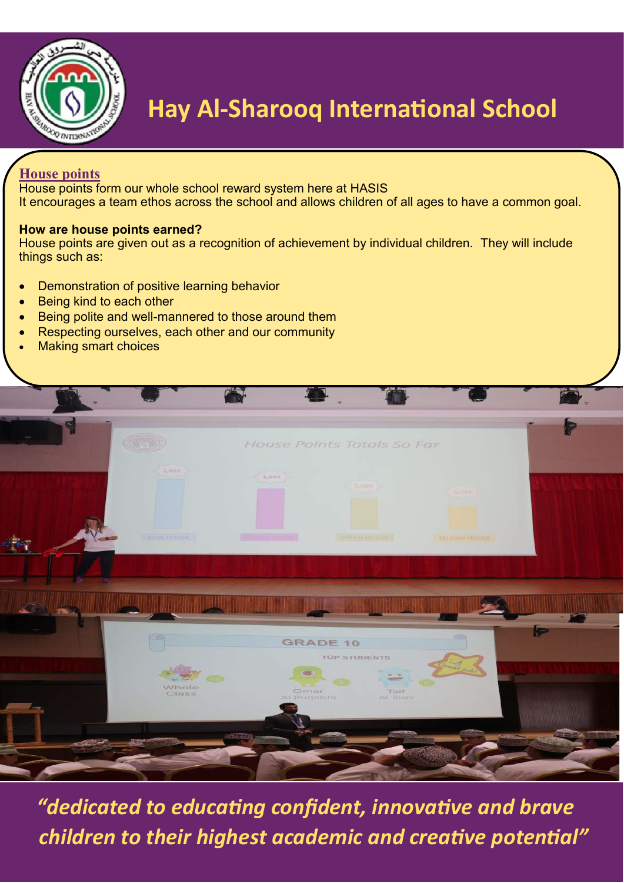# Hay Al-Sharooq International School

## House points

House points form our whole school reward system here at HASIS

It encourages a team ethos across the school and allows children of all ages to have a common goal.

**How are house points earned?**

House points are given out as a recognition of achievement by individual children. They will include things such as:

- Demonstration of positive learning behavior
- Being kind to each other
- Being polite and well-mannered to those around them
- Respecting ourselves, each other and our community
- Making smart choices

*"dedicated to educating confident, innovative and brave children to their highest academic and creative potential"*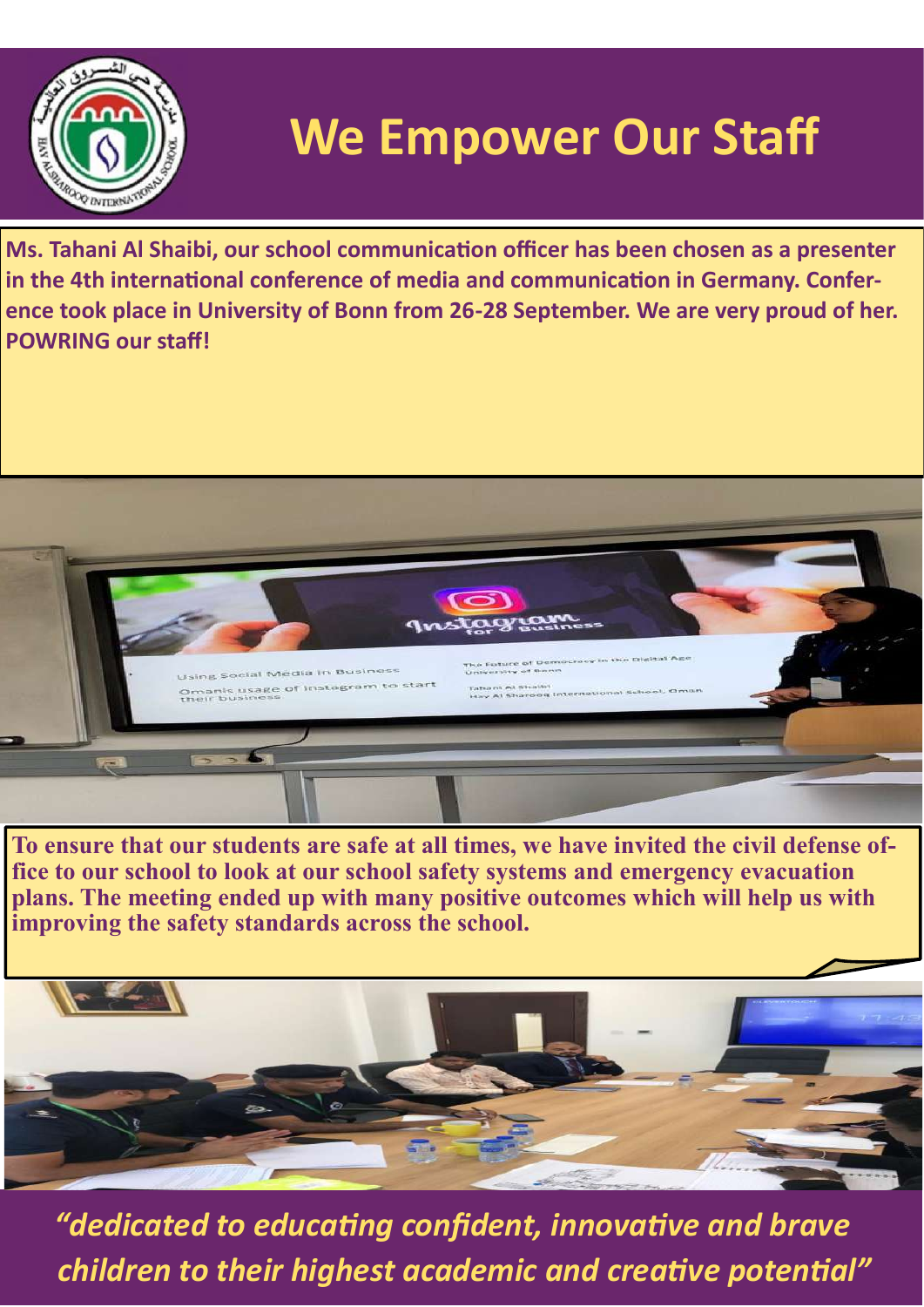# We Empower Our Staff

**Ms. Tahani Al Shaibi, our school communication officer has been chosen as a presenter in the 4th international conference of media and communication in Germany. Conference took place in University of Bonn from 26-28 September. We are very proud of her. POWRING our staff!**

**To ensure that our students are safe at all times, we have invited the civil defense office to our school to look at our school safety systems and emergency evacuation plans. The meeting ended up with many positive outcomes which will help us with improving the safety standards across the school.**

*"dedicated to educating confident, innovative and brave children to their highest academic and creative potential"*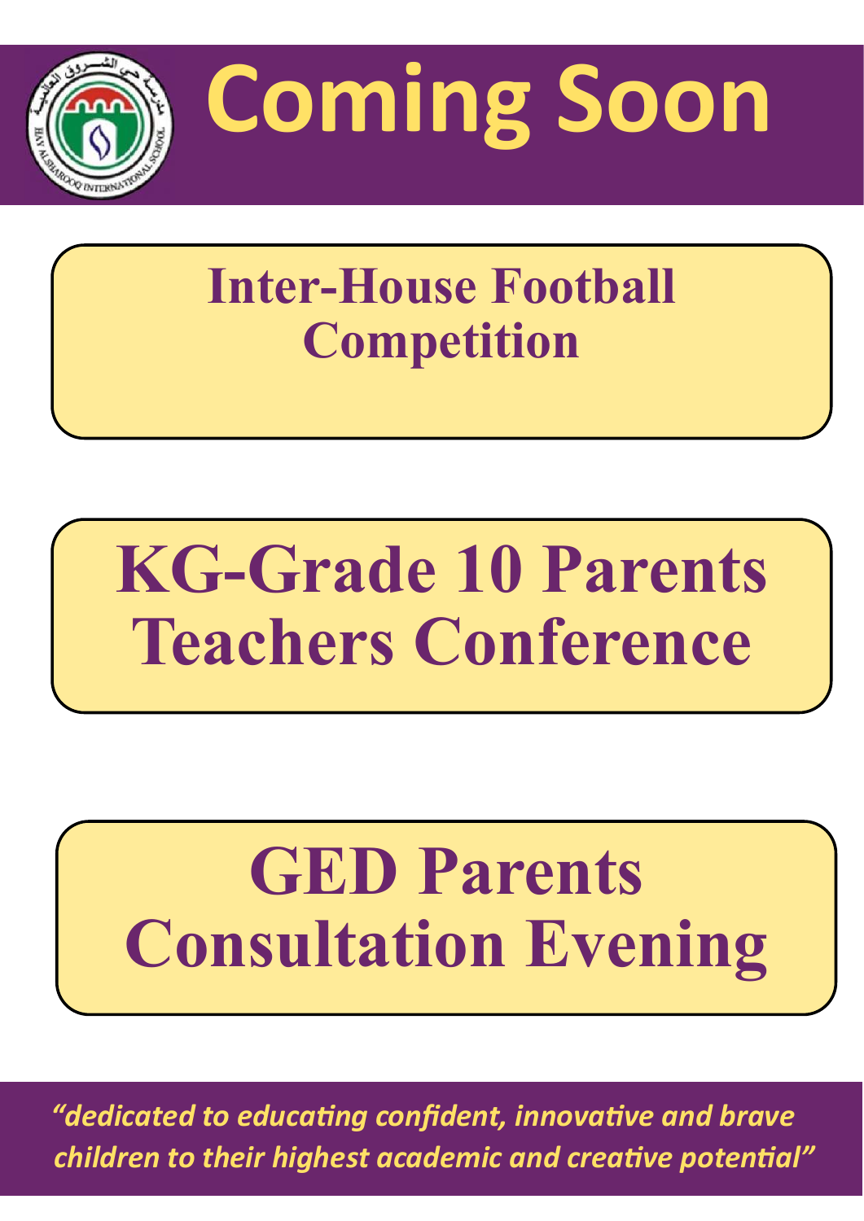# Coming Soon

## Inter-House Football Competition

## KG-Grade 10 Parents Teachers Conference

## GED Parents Consultation Evening

*“dedicated to educating confident, innovative and brave children to their highest academic and creative potential”*